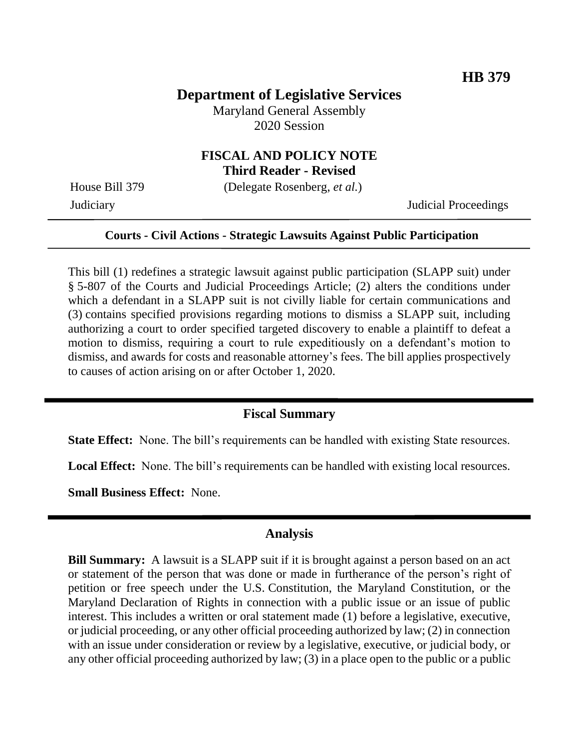**HB 379**

# Department of Legislative Services

Maryland General Assembly
2020 Session

## FISCAL AND POLICY NOTE
**Third Reader - Revised**

House Bill 379 (Delegate Rosenberg, *et al.*)
Judiciary Judicial Proceedings

---

**Courts - Civil Actions - Strategic Lawsuits Against Public Participation**

---

This bill (1) redefines a strategic lawsuit against public participation (SLAPP suit) under § 5-807 of the Courts and Judicial Proceedings Article; (2) alters the conditions under which a defendant in a SLAPP suit is not civilly liable for certain communications and (3) contains specified provisions regarding motions to dismiss a SLAPP suit, including authorizing a court to order specified targeted discovery to enable a plaintiff to defeat a motion to dismiss, requiring a court to rule expeditiously on a defendant's motion to dismiss, and awards for costs and reasonable attorney's fees. The bill applies prospectively to causes of action arising on or after October 1, 2020.

---

## Fiscal Summary

**State Effect:** None. The bill's requirements can be handled with existing State resources.

**Local Effect:** None. The bill's requirements can be handled with existing local resources.

**Small Business Effect:** None.

---

## Analysis

**Bill Summary:** A lawsuit is a SLAPP suit if it is brought against a person based on an act or statement of the person that was done or made in furtherance of the person's right of petition or free speech under the U.S. Constitution, the Maryland Constitution, or the Maryland Declaration of Rights in connection with a public issue or an issue of public interest. This includes a written or oral statement made (1) before a legislative, executive, or judicial proceeding, or any other official proceeding authorized by law; (2) in connection with an issue under consideration or review by a legislative, executive, or judicial body, or any other official proceeding authorized by law; (3) in a place open to the public or a public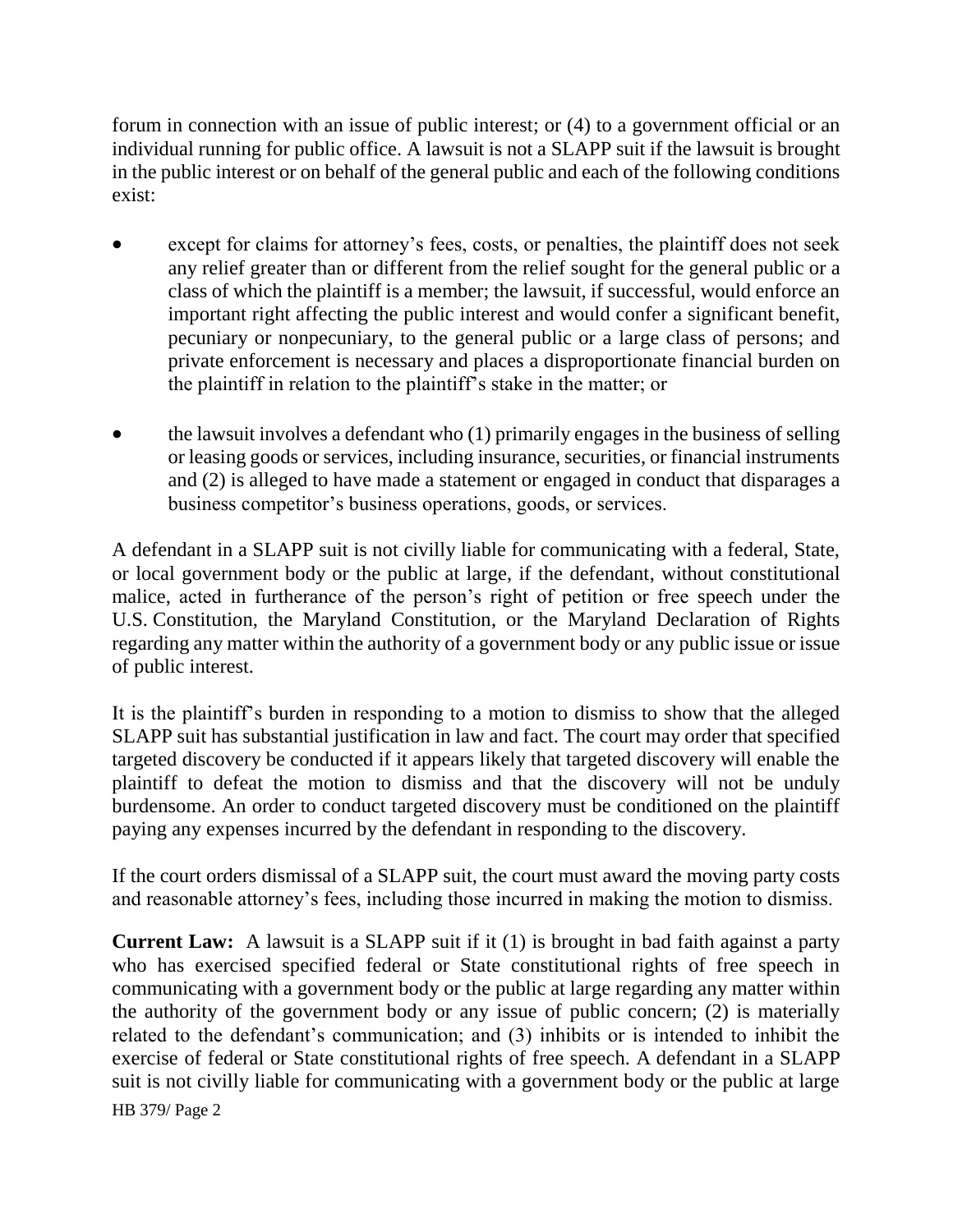forum in connection with an issue of public interest; or (4) to a government official or an individual running for public office. A lawsuit is not a SLAPP suit if the lawsuit is brought in the public interest or on behalf of the general public and each of the following conditions exist:

- except for claims for attorney's fees, costs, or penalties, the plaintiff does not seek any relief greater than or different from the relief sought for the general public or a class of which the plaintiff is a member; the lawsuit, if successful, would enforce an important right affecting the public interest and would confer a significant benefit, pecuniary or nonpecuniary, to the general public or a large class of persons; and private enforcement is necessary and places a disproportionate financial burden on the plaintiff in relation to the plaintiff's stake in the matter; or

- the lawsuit involves a defendant who (1) primarily engages in the business of selling or leasing goods or services, including insurance, securities, or financial instruments and (2) is alleged to have made a statement or engaged in conduct that disparages a business competitor's business operations, goods, or services.

A defendant in a SLAPP suit is not civilly liable for communicating with a federal, State, or local government body or the public at large, if the defendant, without constitutional malice, acted in furtherance of the person's right of petition or free speech under the U.S. Constitution, the Maryland Constitution, or the Maryland Declaration of Rights regarding any matter within the authority of a government body or any public issue or issue of public interest.

It is the plaintiff's burden in responding to a motion to dismiss to show that the alleged SLAPP suit has substantial justification in law and fact. The court may order that specified targeted discovery be conducted if it appears likely that targeted discovery will enable the plaintiff to defeat the motion to dismiss and that the discovery will not be unduly burdensome. An order to conduct targeted discovery must be conditioned on the plaintiff paying any expenses incurred by the defendant in responding to the discovery.

If the court orders dismissal of a SLAPP suit, the court must award the moving party costs and reasonable attorney's fees, including those incurred in making the motion to dismiss.

**Current Law:** A lawsuit is a SLAPP suit if it (1) is brought in bad faith against a party who has exercised specified federal or State constitutional rights of free speech in communicating with a government body or the public at large regarding any matter within the authority of the government body or any issue of public concern; (2) is materially related to the defendant's communication; and (3) inhibits or is intended to inhibit the exercise of federal or State constitutional rights of free speech. A defendant in a SLAPP suit is not civilly liable for communicating with a government body or the public at large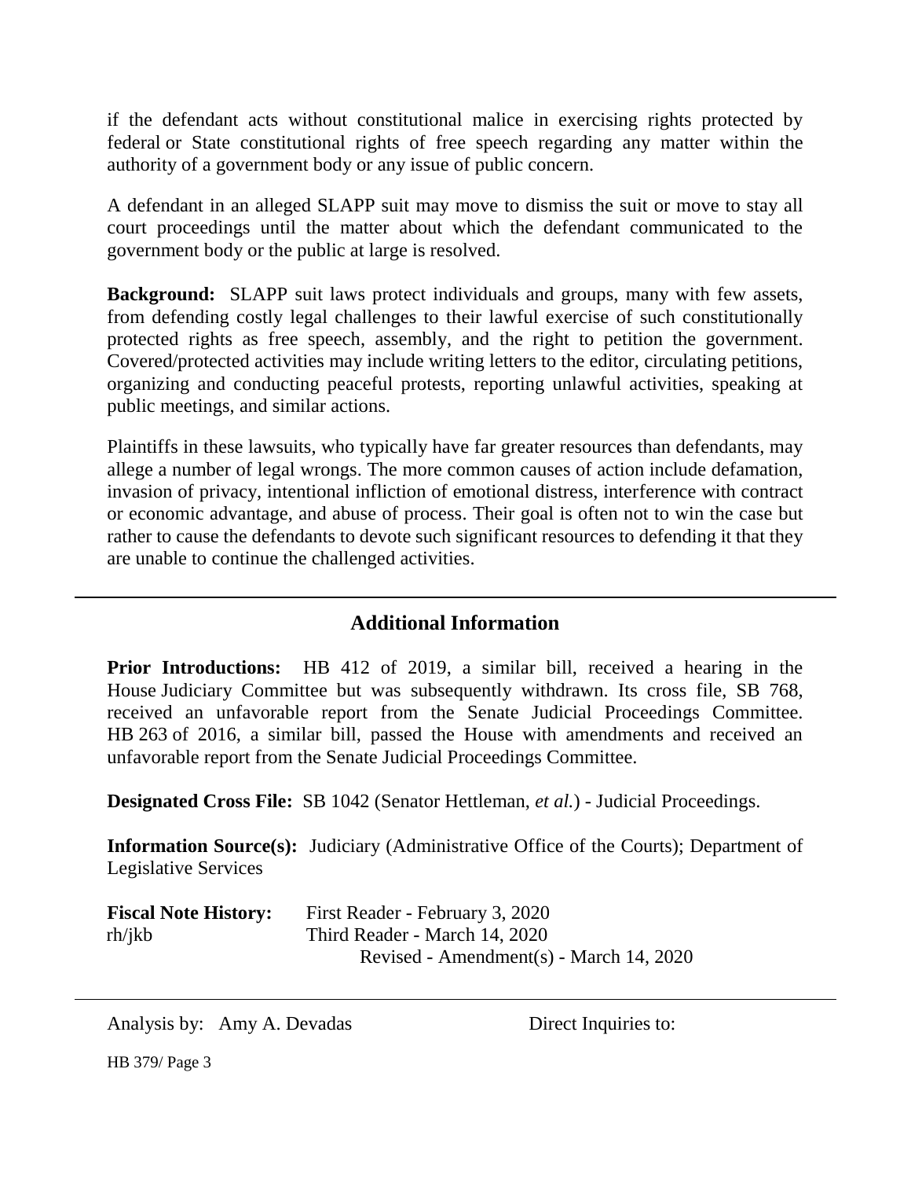if the defendant acts without constitutional malice in exercising rights protected by federal or State constitutional rights of free speech regarding any matter within the authority of a government body or any issue of public concern.

A defendant in an alleged SLAPP suit may move to dismiss the suit or move to stay all court proceedings until the matter about which the defendant communicated to the government body or the public at large is resolved.

**Background:** SLAPP suit laws protect individuals and groups, many with few assets, from defending costly legal challenges to their lawful exercise of such constitutionally protected rights as free speech, assembly, and the right to petition the government. Covered/protected activities may include writing letters to the editor, circulating petitions, organizing and conducting peaceful protests, reporting unlawful activities, speaking at public meetings, and similar actions.

Plaintiffs in these lawsuits, who typically have far greater resources than defendants, may allege a number of legal wrongs. The more common causes of action include defamation, invasion of privacy, intentional infliction of emotional distress, interference with contract or economic advantage, and abuse of process. Their goal is often not to win the case but rather to cause the defendants to devote such significant resources to defending it that they are unable to continue the challenged activities.

## Additional Information

**Prior Introductions:** HB 412 of 2019, a similar bill, received a hearing in the House Judiciary Committee but was subsequently withdrawn. Its cross file, SB 768, received an unfavorable report from the Senate Judicial Proceedings Committee. HB 263 of 2016, a similar bill, passed the House with amendments and received an unfavorable report from the Senate Judicial Proceedings Committee.

**Designated Cross File:** SB 1042 (Senator Hettleman, *et al.*) - Judicial Proceedings.

**Information Source(s):** Judiciary (Administrative Office of the Courts); Department of Legislative Services

**Fiscal Note History:** First Reader - February 3, 2020
rh/jkb Third Reader - March 14, 2020
Revised - Amendment(s) - March 14, 2020

Analysis by: Amy A. Devadas Direct Inquiries to: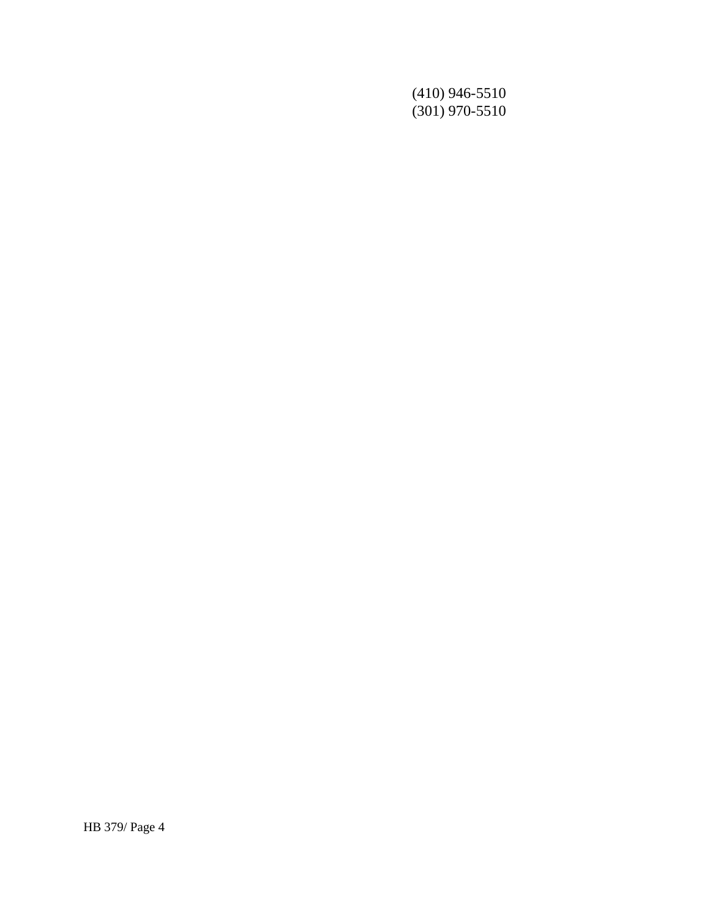(410) 946-5510
(301) 970-5510